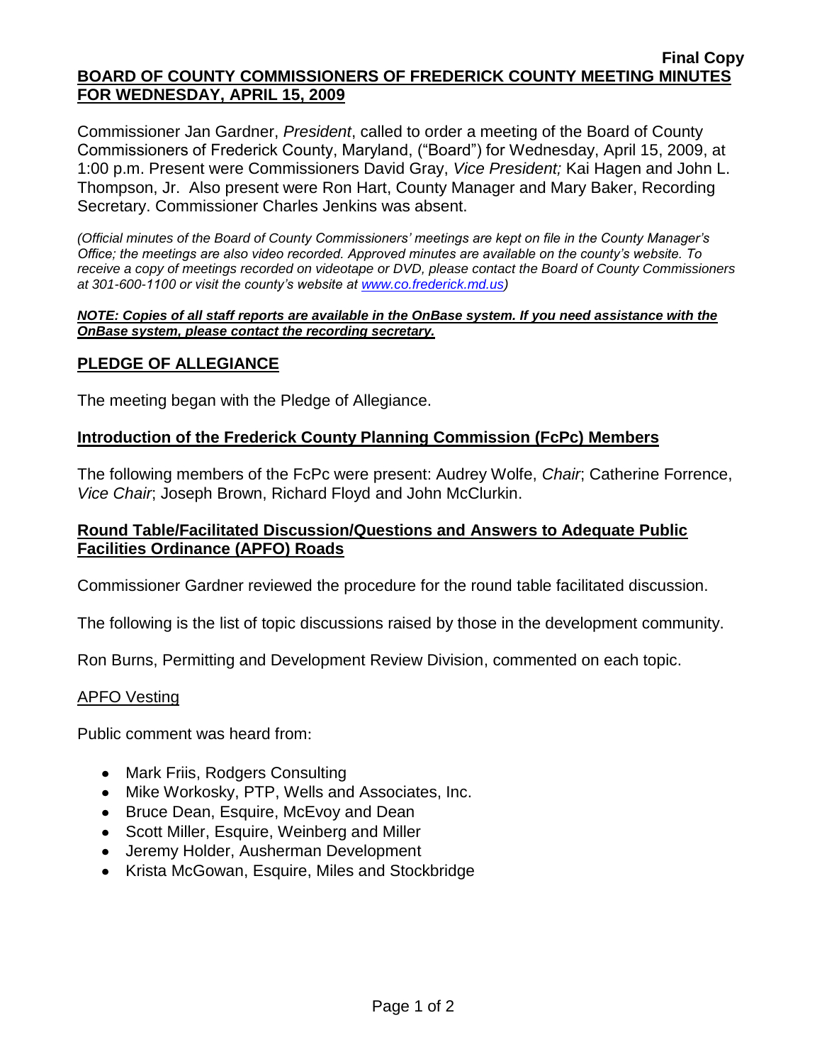**Final Copy**

**BOARD OF COUNTY COMMISSIONERS OF FREDERICK COUNTY MEETING MINUTES FOR WEDNESDAY, APRIL 15, 2009**

Commissioner Jan Gardner, *President*, called to order a meeting of the Board of County Commissioners of Frederick County, Maryland, ("Board") for Wednesday, April 15, 2009, at 1:00 p.m. Present were Commissioners David Gray, *Vice President;* Kai Hagen and John L. Thompson, Jr. Also present were Ron Hart, County Manager and Mary Baker, Recording Secretary. Commissioner Charles Jenkins was absent.

*(Official minutes of the Board of County Commissioners' meetings are kept on file in the County Manager's Office; the meetings are also video recorded. Approved minutes are available on the county's website. To receive a copy of meetings recorded on videotape or DVD, please contact the Board of County Commissioners at 301-600-1100 or visit the county's website at www.co.frederick.md.us)*

***NOTE: Copies of all staff reports are available in the OnBase system. If you need assistance with the OnBase system, please contact the recording secretary.***

## PLEDGE OF ALLEGIANCE

The meeting began with the Pledge of Allegiance.

### Introduction of the Frederick County Planning Commission (FcPc) Members

The following members of the FcPc were present: Audrey Wolfe, *Chair*; Catherine Forrence, *Vice Chair*; Joseph Brown, Richard Floyd and John McClurkin.

### Round Table/Facilitated Discussion/Questions and Answers to Adequate Public Facilities Ordinance (APFO) Roads

Commissioner Gardner reviewed the procedure for the round table facilitated discussion.

The following is the list of topic discussions raised by those in the development community.

Ron Burns, Permitting and Development Review Division, commented on each topic.

APFO Vesting

Public comment was heard from:

- Mark Friis, Rodgers Consulting
- Mike Workosky, PTP, Wells and Associates, Inc.
- Bruce Dean, Esquire, McEvoy and Dean
- Scott Miller, Esquire, Weinberg and Miller
- Jeremy Holder, Ausherman Development
- Krista McGowan, Esquire, Miles and Stockbridge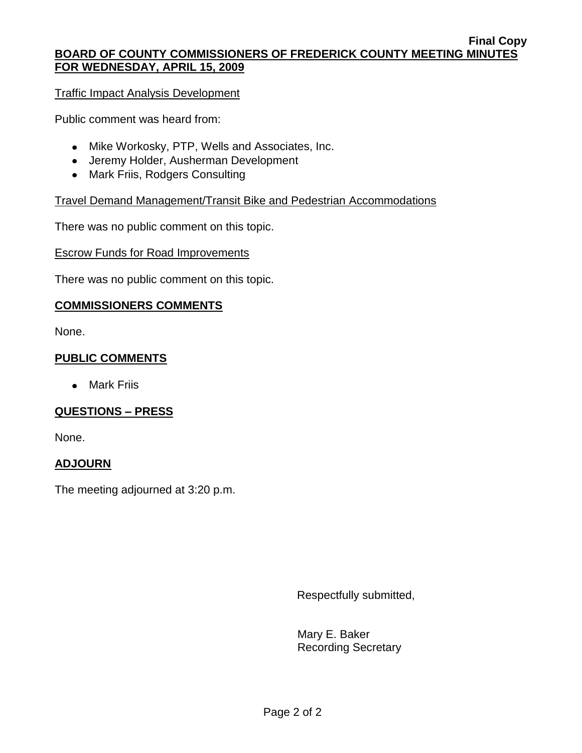Traffic Impact Analysis Development

Public comment was heard from:

- Mike Workosky, PTP, Wells and Associates, Inc.
- Jeremy Holder, Ausherman Development
- Mark Friis, Rodgers Consulting

Travel Demand Management/Transit Bike and Pedestrian Accommodations

There was no public comment on this topic.

Escrow Funds for Road Improvements

There was no public comment on this topic.

## COMMISSIONERS COMMENTS

None.

## PUBLIC COMMENTS

- Mark Friis

## QUESTIONS – PRESS

None.

## ADJOURN

The meeting adjourned at 3:20 p.m.

Respectfully submitted,

Mary E. Baker
Recording Secretary